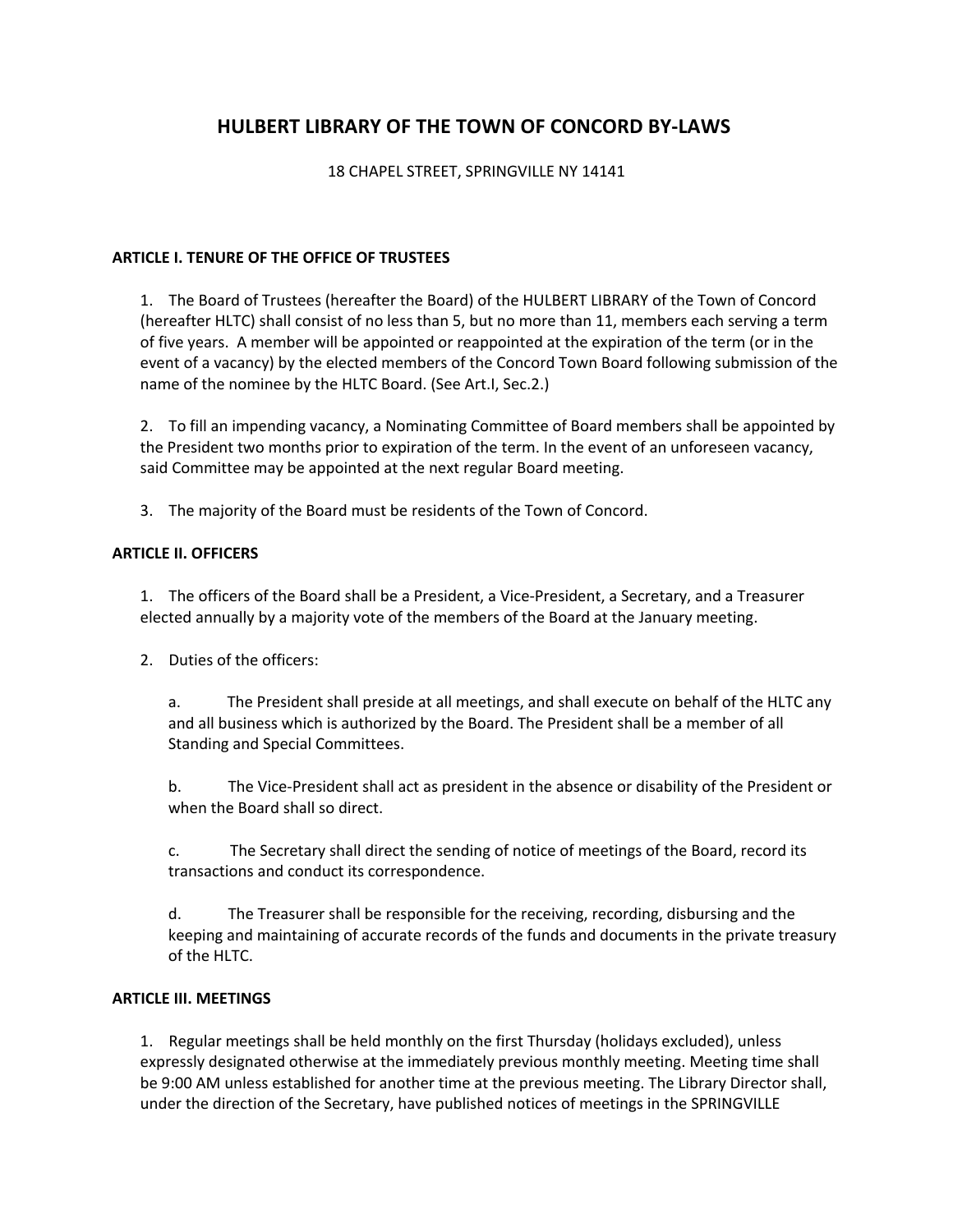# HULBERT LIBRARY OF THE TOWN OF CONCORD BY-LAWS

18 CHAPEL STREET, SPRINGVILLE NY 14141

## ARTICLE I. TENURE OF THE OFFICE OF TRUSTEES

1. The Board of Trustees (hereafter the Board) of the HULBERT LIBRARY of the Town of Concord (hereafter HLTC) shall consist of no less than 5, but no more than 11, members each serving a term of five years. A member will be appointed or reappointed at the expiration of the term (or in the event of a vacancy) by the elected members of the Concord Town Board following submission of the name of the nominee by the HLTC Board. (See Art.I, Sec.2.)

2. To fill an impending vacancy, a Nominating Committee of Board members shall be appointed by the President two months prior to expiration of the term. In the event of an unforeseen vacancy, said Committee may be appointed at the next regular Board meeting.

3. The majority of the Board must be residents of the Town of Concord.

## ARTICLE II. OFFICERS

1. The officers of the Board shall be a President, a Vice-President, a Secretary, and a Treasurer elected annually by a majority vote of the members of the Board at the January meeting.

2. Duties of the officers:

   a. The President shall preside at all meetings, and shall execute on behalf of the HLTC any and all business which is authorized by the Board. The President shall be a member of all Standing and Special Committees.

   b. The Vice-President shall act as president in the absence or disability of the President or when the Board shall so direct.

   c. The Secretary shall direct the sending of notice of meetings of the Board, record its transactions and conduct its correspondence.

   d. The Treasurer shall be responsible for the receiving, recording, disbursing and the keeping and maintaining of accurate records of the funds and documents in the private treasury of the HLTC.

## ARTICLE III. MEETINGS

1. Regular meetings shall be held monthly on the first Thursday (holidays excluded), unless expressly designated otherwise at the immediately previous monthly meeting. Meeting time shall be 9:00 AM unless established for another time at the previous meeting. The Library Director shall, under the direction of the Secretary, have published notices of meetings in the SPRINGVILLE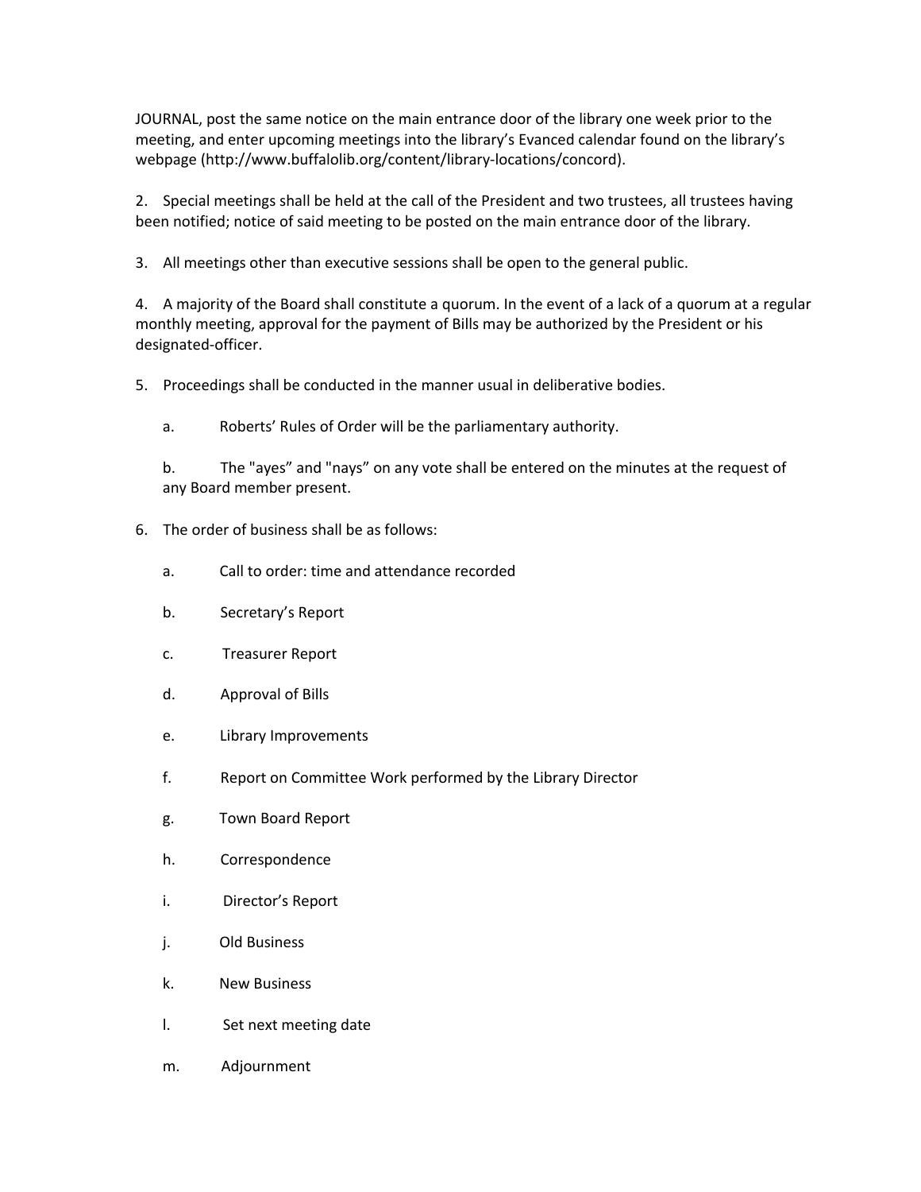JOURNAL, post the same notice on the main entrance door of the library one week prior to the meeting, and enter upcoming meetings into the library's Evanced calendar found on the library's webpage (http://www.buffalolib.org/content/library-locations/concord).

2. Special meetings shall be held at the call of the President and two trustees, all trustees having been notified; notice of said meeting to be posted on the main entrance door of the library.

3. All meetings other than executive sessions shall be open to the general public.

4. A majority of the Board shall constitute a quorum. In the event of a lack of a quorum at a regular monthly meeting, approval for the payment of Bills may be authorized by the President or his designated-officer.

5. Proceedings shall be conducted in the manner usual in deliberative bodies.

   a. Roberts' Rules of Order will be the parliamentary authority.

   b. The "ayes" and "nays" on any vote shall be entered on the minutes at the request of any Board member present.

6. The order of business shall be as follows:

   a. Call to order: time and attendance recorded

   b. Secretary's Report

   c. Treasurer Report

   d. Approval of Bills

   e. Library Improvements

   f. Report on Committee Work performed by the Library Director

   g. Town Board Report

   h. Correspondence

   i. Director's Report

   j. Old Business

   k. New Business

   l. Set next meeting date

   m. Adjournment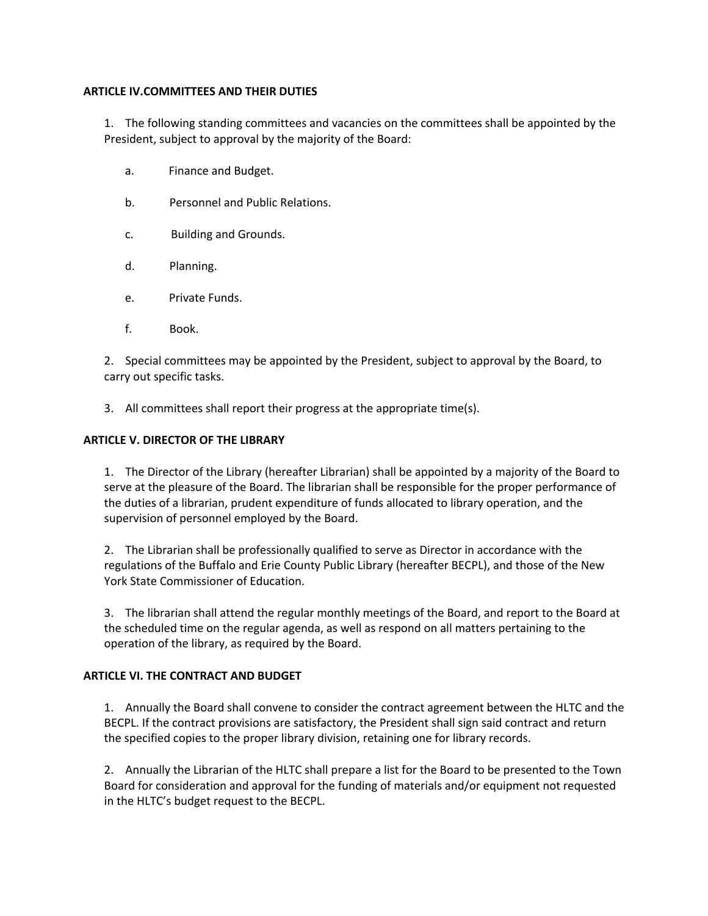**ARTICLE IV.COMMITTEES AND THEIR DUTIES**

1. The following standing committees and vacancies on the committees shall be appointed by the President, subject to approval by the majority of the Board:

   a. Finance and Budget.

   b. Personnel and Public Relations.

   c. Building and Grounds.

   d. Planning.

   e. Private Funds.

   f. Book.

2. Special committees may be appointed by the President, subject to approval by the Board, to carry out specific tasks.

3. All committees shall report their progress at the appropriate time(s).

**ARTICLE V. DIRECTOR OF THE LIBRARY**

1. The Director of the Library (hereafter Librarian) shall be appointed by a majority of the Board to serve at the pleasure of the Board. The librarian shall be responsible for the proper performance of the duties of a librarian, prudent expenditure of funds allocated to library operation, and the supervision of personnel employed by the Board.

2. The Librarian shall be professionally qualified to serve as Director in accordance with the regulations of the Buffalo and Erie County Public Library (hereafter BECPL), and those of the New York State Commissioner of Education.

3. The librarian shall attend the regular monthly meetings of the Board, and report to the Board at the scheduled time on the regular agenda, as well as respond on all matters pertaining to the operation of the library, as required by the Board.

**ARTICLE VI. THE CONTRACT AND BUDGET**

1. Annually the Board shall convene to consider the contract agreement between the HLTC and the BECPL. If the contract provisions are satisfactory, the President shall sign said contract and return the specified copies to the proper library division, retaining one for library records.

2. Annually the Librarian of the HLTC shall prepare a list for the Board to be presented to the Town Board for consideration and approval for the funding of materials and/or equipment not requested in the HLTC's budget request to the BECPL.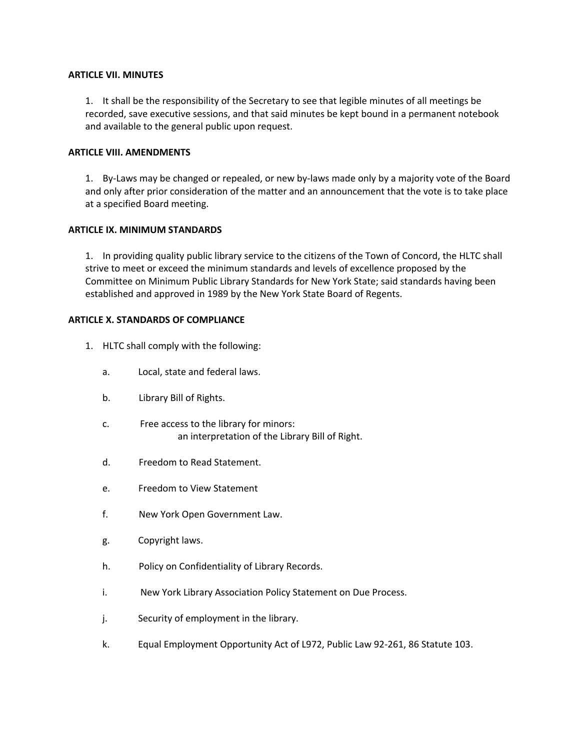**ARTICLE VII. MINUTES**

1. It shall be the responsibility of the Secretary to see that legible minutes of all meetings be recorded, save executive sessions, and that said minutes be kept bound in a permanent notebook and available to the general public upon request.

**ARTICLE VIII. AMENDMENTS**

1. By-Laws may be changed or repealed, or new by-laws made only by a majority vote of the Board and only after prior consideration of the matter and an announcement that the vote is to take place at a specified Board meeting.

**ARTICLE IX. MINIMUM STANDARDS**

1. In providing quality public library service to the citizens of the Town of Concord, the HLTC shall strive to meet or exceed the minimum standards and levels of excellence proposed by the Committee on Minimum Public Library Standards for New York State; said standards having been established and approved in 1989 by the New York State Board of Regents.

**ARTICLE X. STANDARDS OF COMPLIANCE**

1. HLTC shall comply with the following:

   a. Local, state and federal laws.

   b. Library Bill of Rights.

   c. Free access to the library for minors:
      an interpretation of the Library Bill of Right.

   d. Freedom to Read Statement.

   e. Freedom to View Statement

   f. New York Open Government Law.

   g. Copyright laws.

   h. Policy on Confidentiality of Library Records.

   i. New York Library Association Policy Statement on Due Process.

   j. Security of employment in the library.

   k. Equal Employment Opportunity Act of L972, Public Law 92-261, 86 Statute 103.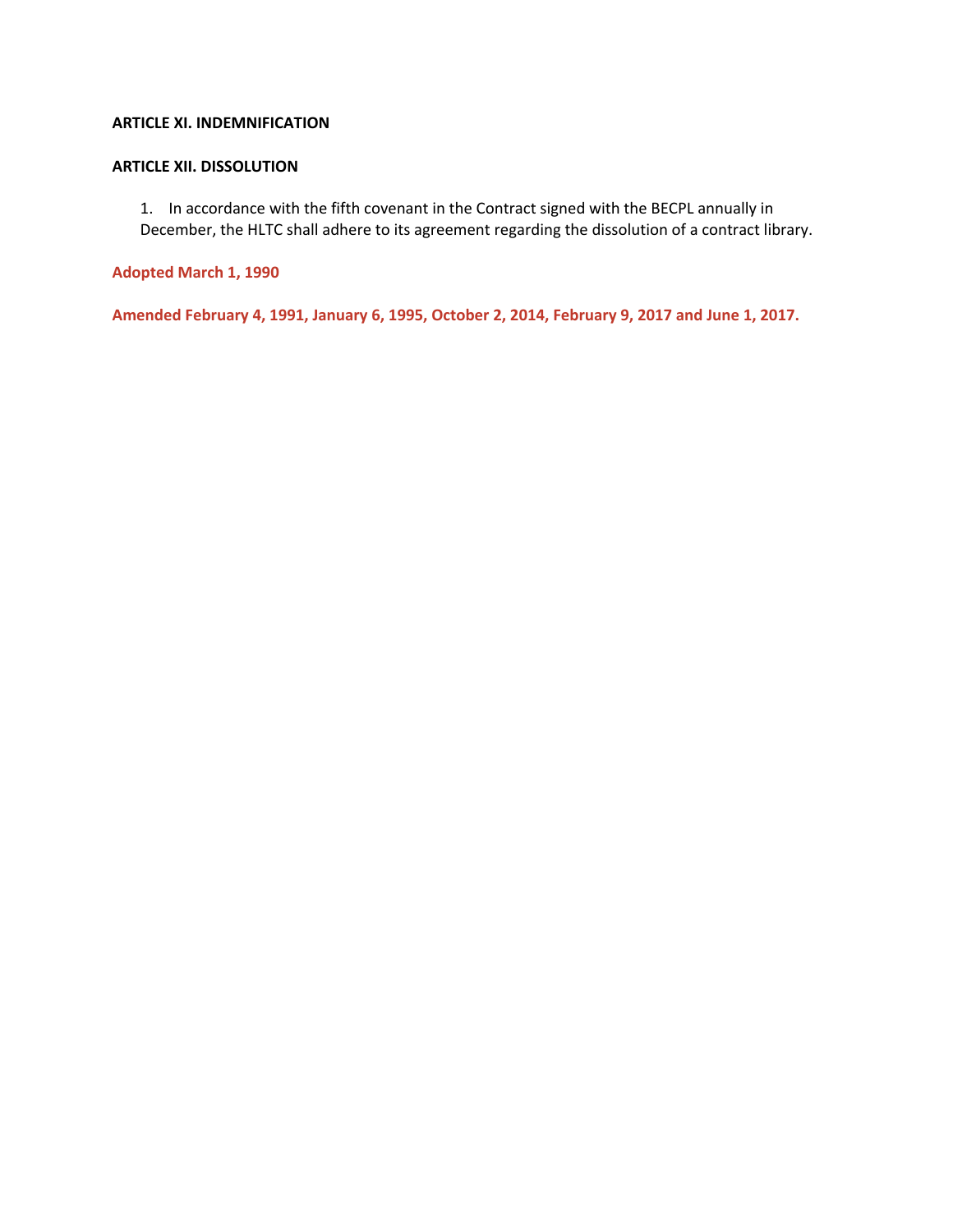**ARTICLE XI. INDEMNIFICATION**

**ARTICLE XII. DISSOLUTION**

1. In accordance with the fifth covenant in the Contract signed with the BECPL annually in December, the HLTC shall adhere to its agreement regarding the dissolution of a contract library.

**Adopted March 1, 1990**

**Amended February 4, 1991, January 6, 1995, October 2, 2014, February 9, 2017 and June 1, 2017.**